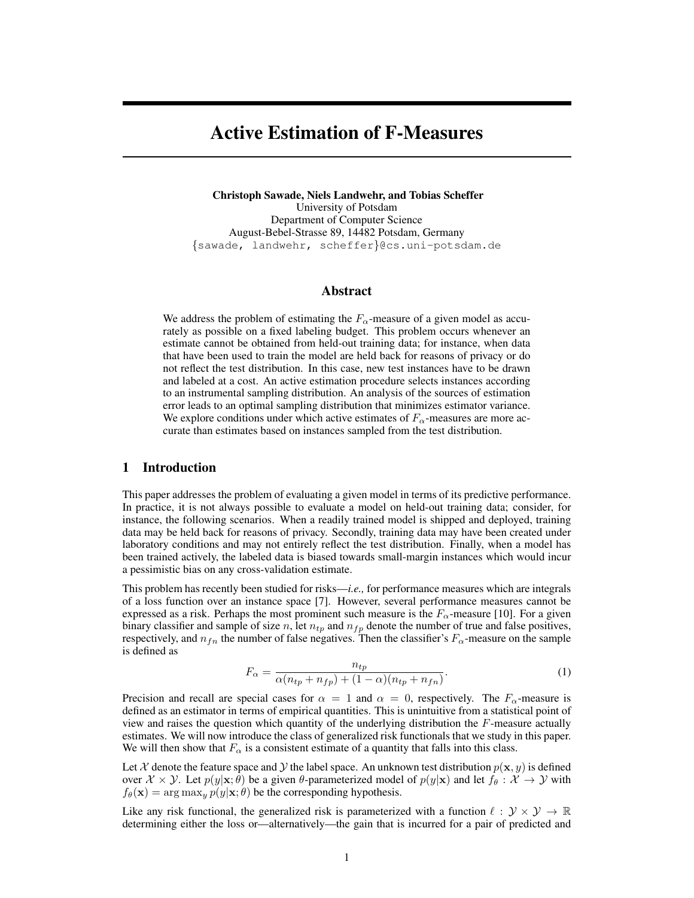# Active Estimation of F-Measures

**Christoph Sawade, Niels Landwehr, and Tobias Scheffer**
University of Potsdam
Department of Computer Science
August-Bebel-Strasse 89, 14482 Potsdam, Germany
{sawade, landwehr, scheffer}@cs.uni-potsdam.de

## Abstract

We address the problem of estimating the $F_\alpha$-measure of a given model as accurately as possible on a fixed labeling budget. This problem occurs whenever an estimate cannot be obtained from held-out training data; for instance, when data that have been used to train the model are held back for reasons of privacy or do not reflect the test distribution. In this case, new test instances have to be drawn and labeled at a cost. An active estimation procedure selects instances according to an instrumental sampling distribution. An analysis of the sources of estimation error leads to an optimal sampling distribution that minimizes estimator variance. We explore conditions under which active estimates of $F_\alpha$-measures are more accurate than estimates based on instances sampled from the test distribution.

## 1 Introduction

This paper addresses the problem of evaluating a given model in terms of its predictive performance. In practice, it is not always possible to evaluate a model on held-out training data; consider, for instance, the following scenarios. When a readily trained model is shipped and deployed, training data may be held back for reasons of privacy. Secondly, training data may have been created under laboratory conditions and may not entirely reflect the test distribution. Finally, when a model has been trained actively, the labeled data is biased towards small-margin instances which would incur a pessimistic bias on any cross-validation estimate.

This problem has recently been studied for risks—*i.e.,* for performance measures which are integrals of a loss function over an instance space [7]. However, several performance measures cannot be expressed as a risk. Perhaps the most prominent such measure is the $F_\alpha$-measure [10]. For a given binary classifier and sample of size $n$, let $n_{tp}$ and $n_{fp}$ denote the number of true and false positives, respectively, and $n_{fn}$ the number of false negatives. Then the classifier's $F_\alpha$-measure on the sample is defined as

$$F_\alpha = \frac{n_{tp}}{\alpha(n_{tp} + n_{fp}) + (1 - \alpha)(n_{tp} + n_{fn})}. \tag{1}$$

Precision and recall are special cases for $\alpha = 1$ and $\alpha = 0$, respectively. The $F_\alpha$-measure is defined as an estimator in terms of empirical quantities. This is unintuitive from a statistical point of view and raises the question which quantity of the underlying distribution the $F$-measure actually estimates. We will now introduce the class of generalized risk functionals that we study in this paper. We will then show that $F_\alpha$ is a consistent estimate of a quantity that falls into this class.

Let $\mathcal{X}$ denote the feature space and $\mathcal{Y}$ the label space. An unknown test distribution $p(\mathbf{x}, y)$ is defined over $\mathcal{X} \times \mathcal{Y}$. Let $p(y|\mathbf{x}; \theta)$ be a given $\theta$-parameterized model of $p(y|\mathbf{x})$ and let $f_\theta : \mathcal{X} \to \mathcal{Y}$ with $f_\theta(\mathbf{x}) = \arg\max_y p(y|\mathbf{x}; \theta)$ be the corresponding hypothesis.

Like any risk functional, the generalized risk is parameterized with a function $\ell : \mathcal{Y} \times \mathcal{Y} \to \mathbb{R}$ determining either the loss or—alternatively—the gain that is incurred for a pair of predicted and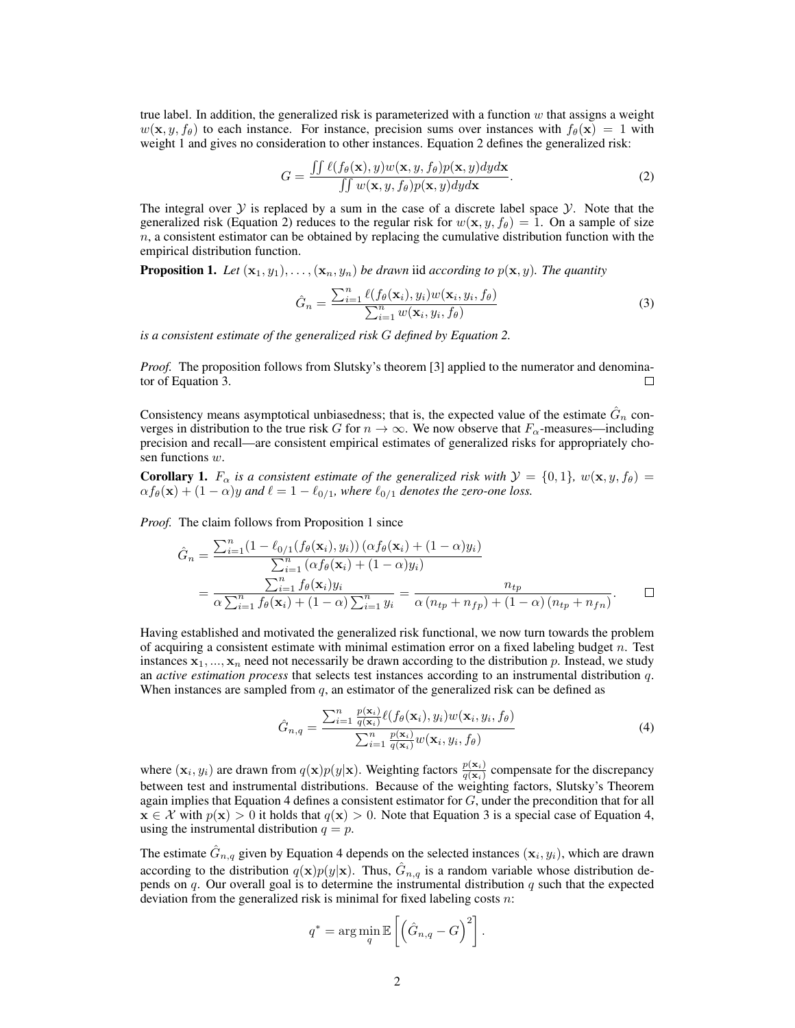true label. In addition, the generalized risk is parameterized with a function $w$ that assigns a weight $w(\mathbf{x}, y, f_\theta)$ to each instance. For instance, precision sums over instances with $f_\theta(\mathbf{x}) = 1$ with weight 1 and gives no consideration to other instances. Equation 2 defines the generalized risk:

$$G = \frac{\iint \ell(f_\theta(\mathbf{x}), y) w(\mathbf{x}, y, f_\theta) p(\mathbf{x}, y) dy d\mathbf{x}}{\iint w(\mathbf{x}, y, f_\theta) p(\mathbf{x}, y) dy d\mathbf{x}}. \tag{2}$$

The integral over $\mathcal{Y}$ is replaced by a sum in the case of a discrete label space $\mathcal{Y}$. Note that the generalized risk (Equation 2) reduces to the regular risk for $w(\mathbf{x}, y, f_\theta) = 1$. On a sample of size $n$, a consistent estimator can be obtained by replacing the cumulative distribution function with the empirical distribution function.

**Proposition 1.** *Let $(\mathbf{x}_1, y_1), \ldots, (\mathbf{x}_n, y_n)$ be drawn* iid *according to $p(\mathbf{x}, y)$. The quantity*

$$\hat{G}_n = \frac{\sum_{i=1}^n \ell(f_\theta(\mathbf{x}_i), y_i) w(\mathbf{x}_i, y_i, f_\theta)}{\sum_{i=1}^n w(\mathbf{x}_i, y_i, f_\theta)} \tag{3}$$

*is a consistent estimate of the generalized risk $G$ defined by Equation 2.*

*Proof.* The proposition follows from Slutsky's theorem [3] applied to the numerator and denominator of Equation 3. $\square$

Consistency means asymptotical unbiasedness; that is, the expected value of the estimate $\hat{G}_n$ converges in distribution to the true risk $G$ for $n \to \infty$. We now observe that $F_\alpha$-measures—including precision and recall—are consistent empirical estimates of generalized risks for appropriately chosen functions $w$.

**Corollary 1.** *$F_\alpha$ is a consistent estimate of the generalized risk with $\mathcal{Y} = \{0, 1\}$, $w(\mathbf{x}, y, f_\theta) = \alpha f_\theta(\mathbf{x}) + (1 - \alpha) y$ and $\ell = 1 - \ell_{0/1}$, where $\ell_{0/1}$ denotes the zero-one loss.*

*Proof.* The claim follows from Proposition 1 since

$$\begin{aligned}
\hat{G}_n &= \frac{\sum_{i=1}^n (1 - \ell_{0/1}(f_\theta(\mathbf{x}_i), y_i)) \left(\alpha f_\theta(\mathbf{x}_i) + (1 - \alpha) y_i\right)}{\sum_{i=1}^n \left(\alpha f_\theta(\mathbf{x}_i) + (1 - \alpha) y_i\right)} \\
&= \frac{\sum_{i=1}^n f_\theta(\mathbf{x}_i) y_i}{\alpha \sum_{i=1}^n f_\theta(\mathbf{x}_i) + (1 - \alpha) \sum_{i=1}^n y_i} = \frac{n_{tp}}{\alpha \left(n_{tp} + n_{fp}\right) + (1 - \alpha) \left(n_{tp} + n_{fn}\right)}.
\end{aligned}$$

$\square$

Having established and motivated the generalized risk functional, we now turn towards the problem of acquiring a consistent estimate with minimal estimation error on a fixed labeling budget $n$. Test instances $\mathbf{x}_1, ..., \mathbf{x}_n$ need not necessarily be drawn according to the distribution $p$. Instead, we study an *active estimation process* that selects test instances according to an instrumental distribution $q$. When instances are sampled from $q$, an estimator of the generalized risk can be defined as

$$\hat{G}_{n,q} = \frac{\sum_{i=1}^n \frac{p(\mathbf{x}_i)}{q(\mathbf{x}_i)} \ell(f_\theta(\mathbf{x}_i), y_i) w(\mathbf{x}_i, y_i, f_\theta)}{\sum_{i=1}^n \frac{p(\mathbf{x}_i)}{q(\mathbf{x}_i)} w(\mathbf{x}_i, y_i, f_\theta)} \tag{4}$$

where $(\mathbf{x}_i, y_i)$ are drawn from $q(\mathbf{x}) p(y|\mathbf{x})$. Weighting factors $\frac{p(\mathbf{x}_i)}{q(\mathbf{x}_i)}$ compensate for the discrepancy between test and instrumental distributions. Because of the weighting factors, Slutsky's Theorem again implies that Equation 4 defines a consistent estimator for $G$, under the precondition that for all $\mathbf{x} \in \mathcal{X}$ with $p(\mathbf{x}) > 0$ it holds that $q(\mathbf{x}) > 0$. Note that Equation 3 is a special case of Equation 4, using the instrumental distribution $q = p$.

The estimate $\hat{G}_{n,q}$ given by Equation 4 depends on the selected instances $(\mathbf{x}_i, y_i)$, which are drawn according to the distribution $q(\mathbf{x}) p(y|\mathbf{x})$. Thus, $\hat{G}_{n,q}$ is a random variable whose distribution depends on $q$. Our overall goal is to determine the instrumental distribution $q$ such that the expected deviation from the generalized risk is minimal for fixed labeling costs $n$:

$$q^* = \arg\min_q \mathbb{E}\left[\left(\hat{G}_{n,q} - G\right)^2\right].$$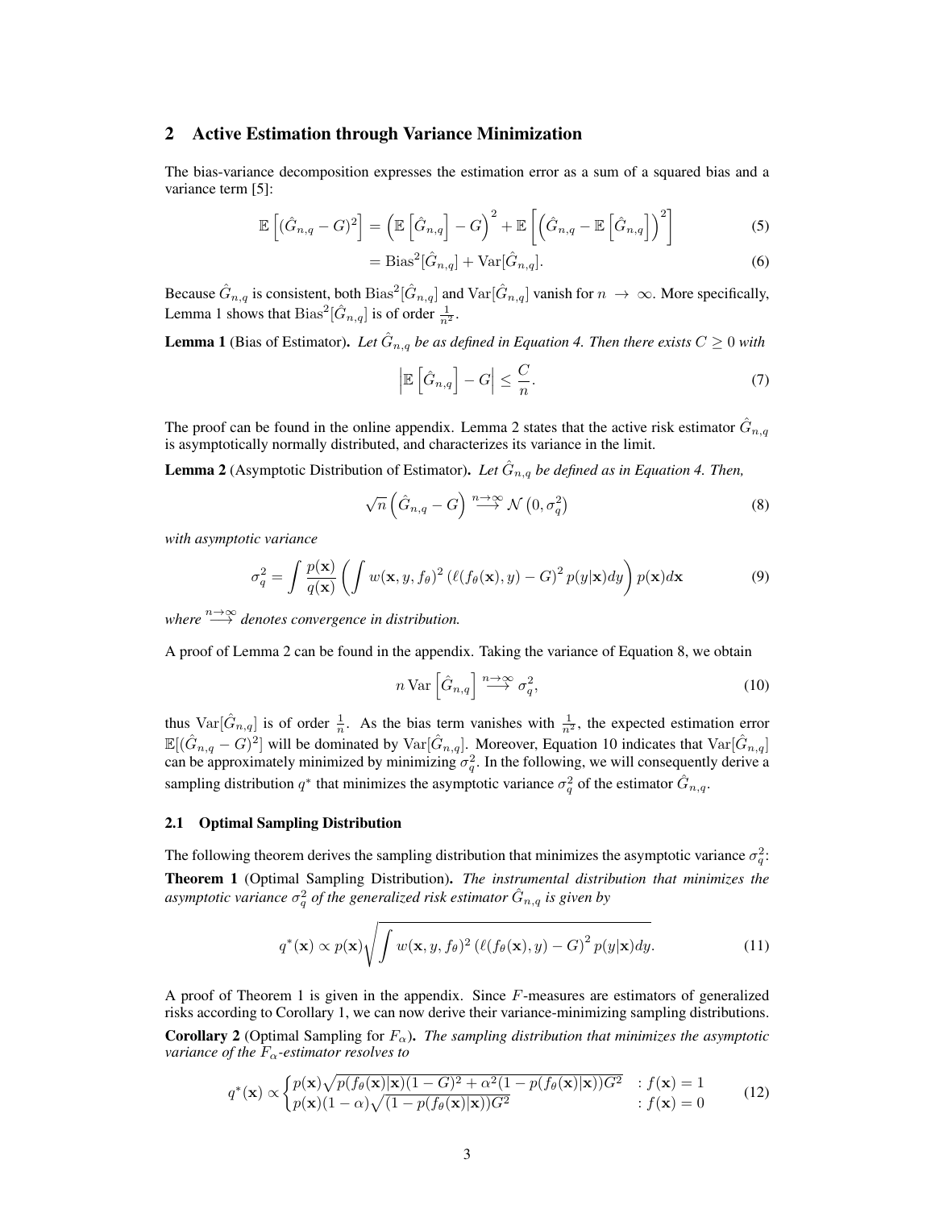## 2 Active Estimation through Variance Minimization

The bias-variance decomposition expresses the estimation error as a sum of a squared bias and a variance term [5]:

$$\mathbb{E}\left[(\hat{G}_{n,q} - G)^2\right] = \left(\mathbb{E}\left[\hat{G}_{n,q}\right] - G\right)^2 + \mathbb{E}\left[\left(\hat{G}_{n,q} - \mathbb{E}\left[\hat{G}_{n,q}\right]\right)^2\right] \tag{5}$$

$$= \mathrm{Bias}^2[\hat{G}_{n,q}] + \mathrm{Var}[\hat{G}_{n,q}]. \tag{6}$$

Because $\hat{G}_{n,q}$ is consistent, both $\mathrm{Bias}^2[\hat{G}_{n,q}]$ and $\mathrm{Var}[\hat{G}_{n,q}]$ vanish for $n \to \infty$. More specifically, Lemma 1 shows that $\mathrm{Bias}^2[\hat{G}_{n,q}]$ is of order $\frac{1}{n^2}$.

**Lemma 1** (Bias of Estimator). *Let $\hat{G}_{n,q}$ be as defined in Equation 4. Then there exists $C \geq 0$ with*

$$\left|\mathbb{E}\left[\hat{G}_{n,q}\right] - G\right| \leq \frac{C}{n}. \tag{7}$$

The proof can be found in the online appendix. Lemma 2 states that the active risk estimator $\hat{G}_{n,q}$ is asymptotically normally distributed, and characterizes its variance in the limit.

**Lemma 2** (Asymptotic Distribution of Estimator). *Let $\hat{G}_{n,q}$ be defined as in Equation 4. Then,*

$$\sqrt{n}\left(\hat{G}_{n,q} - G\right) \overset{n\to\infty}{\longrightarrow} \mathcal{N}\left(0, \sigma_q^2\right) \tag{8}$$

*with asymptotic variance*

$$\sigma_q^2 = \int \frac{p(\mathbf{x})}{q(\mathbf{x})} \left( \int w(\mathbf{x}, y, f_\theta)^2 \left(\ell(f_\theta(\mathbf{x}), y) - G\right)^2 p(y|\mathbf{x}) dy \right) p(\mathbf{x}) d\mathbf{x} \tag{9}$$

*where $\overset{n\to\infty}{\longrightarrow}$ denotes convergence in distribution.*

A proof of Lemma 2 can be found in the appendix. Taking the variance of Equation 8, we obtain

$$n \,\mathrm{Var}\left[\hat{G}_{n,q}\right] \overset{n\to\infty}{\longrightarrow} \sigma_q^2, \tag{10}$$

thus $\mathrm{Var}[\hat{G}_{n,q}]$ is of order $\frac{1}{n}$. As the bias term vanishes with $\frac{1}{n^2}$, the expected estimation error $\mathbb{E}[(\hat{G}_{n,q} - G)^2]$ will be dominated by $\mathrm{Var}[\hat{G}_{n,q}]$. Moreover, Equation 10 indicates that $\mathrm{Var}[\hat{G}_{n,q}]$ can be approximately minimized by minimizing $\sigma_q^2$. In the following, we will consequently derive a sampling distribution $q^*$ that minimizes the asymptotic variance $\sigma_q^2$ of the estimator $\hat{G}_{n,q}$.

### 2.1 Optimal Sampling Distribution

The following theorem derives the sampling distribution that minimizes the asymptotic variance $\sigma_q^2$:

**Theorem 1** (Optimal Sampling Distribution). *The instrumental distribution that minimizes the asymptotic variance $\sigma_q^2$ of the generalized risk estimator $\hat{G}_{n,q}$ is given by*

$$q^*(\mathbf{x}) \propto p(\mathbf{x}) \sqrt{\int w(\mathbf{x}, y, f_\theta)^2 \left(\ell(f_\theta(\mathbf{x}), y) - G\right)^2 p(y|\mathbf{x}) dy}. \tag{11}$$

A proof of Theorem 1 is given in the appendix. Since $F$-measures are estimators of generalized risks according to Corollary 1, we can now derive their variance-minimizing sampling distributions.

**Corollary 2** (Optimal Sampling for $F_\alpha$). *The sampling distribution that minimizes the asymptotic variance of the $F_\alpha$-estimator resolves to*

$$q^*(\mathbf{x}) \propto \begin{cases} p(\mathbf{x})\sqrt{p(f_\theta(\mathbf{x})|\mathbf{x})(1-G)^2 + \alpha^2(1 - p(f_\theta(\mathbf{x})|\mathbf{x}))G^2} & : f(\mathbf{x}) = 1 \\ p(\mathbf{x})(1-\alpha)\sqrt{(1 - p(f_\theta(\mathbf{x})|\mathbf{x}))G^2} & : f(\mathbf{x}) = 0 \end{cases} \tag{12}$$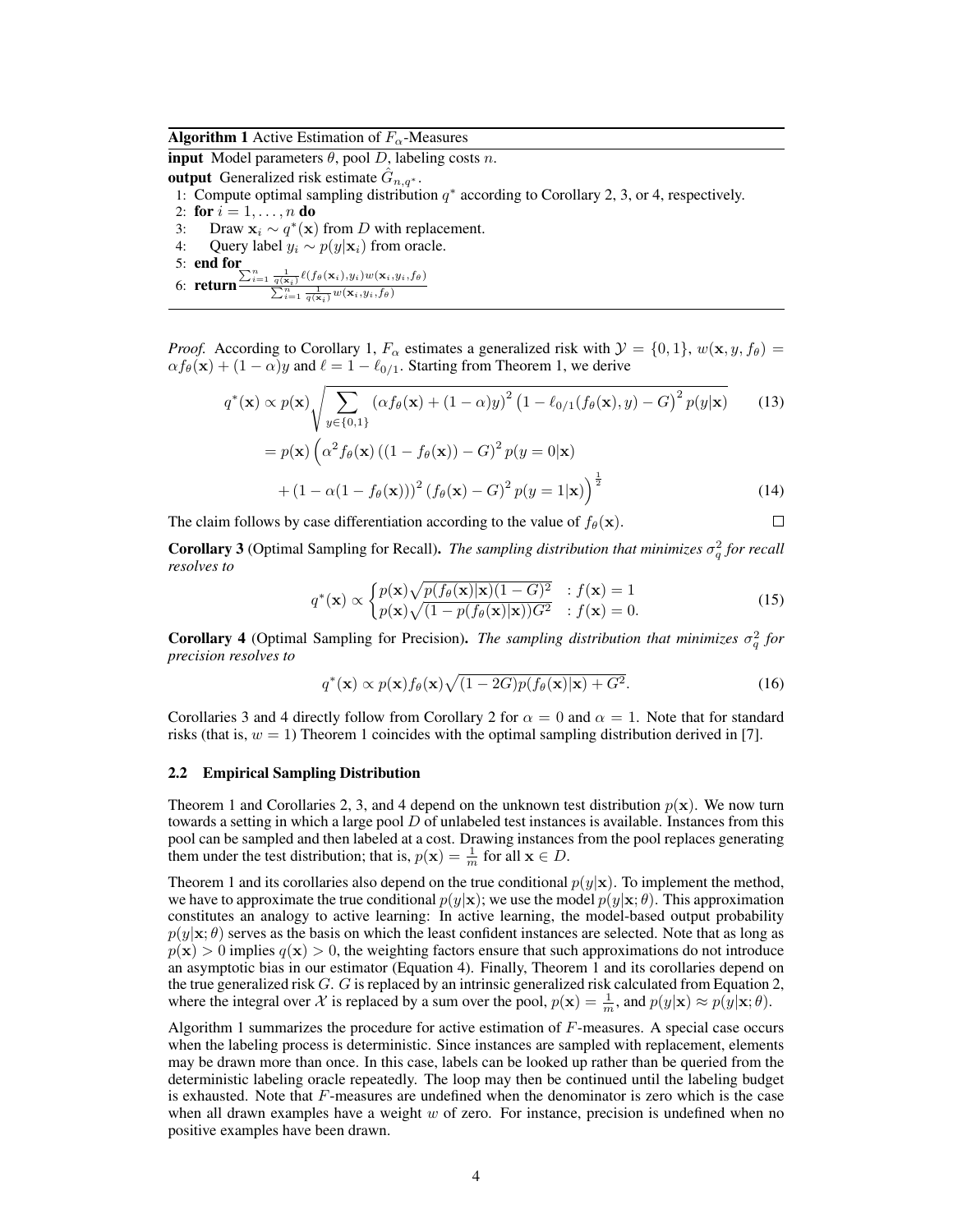**Algorithm 1** Active Estimation of $F_\alpha$-Measures

**input** Model parameters $\theta$, pool $D$, labeling costs $n$.
**output** Generalized risk estimate $\hat{G}_{n,q^*}$.
1: Compute optimal sampling distribution $q^*$ according to Corollary 2, 3, or 4, respectively.
2: **for** $i = 1, \ldots, n$ **do**
3: Draw $\mathbf{x}_i \sim q^*(\mathbf{x})$ from $D$ with replacement.
4: Query label $y_i \sim p(y|\mathbf{x}_i)$ from oracle.
5: **end for**
6: **return** $\frac{\sum_{i=1}^n \frac{1}{q(\mathbf{x}_i)} \ell(f_\theta(\mathbf{x}_i), y_i) w(\mathbf{x}_i, y_i, f_\theta)}{\sum_{i=1}^n \frac{1}{q(\mathbf{x}_i)} w(\mathbf{x}_i, y_i, f_\theta)}$

*Proof.* According to Corollary 1, $F_\alpha$ estimates a generalized risk with $\mathcal{Y} = \{0, 1\}$, $w(\mathbf{x}, y, f_\theta) = \alpha f_\theta(\mathbf{x}) + (1 - \alpha)y$ and $\ell = 1 - \ell_{0/1}$. Starting from Theorem 1, we derive

$$q^*(\mathbf{x}) \propto p(\mathbf{x}) \sqrt{\sum_{y \in \{0,1\}} \left(\alpha f_\theta(\mathbf{x}) + (1 - \alpha)y\right)^2 \left(1 - \ell_{0/1}(f_\theta(\mathbf{x}), y) - G\right)^2 p(y|\mathbf{x})} \tag{13}$$

$$= p(\mathbf{x}) \Big( \alpha^2 f_\theta(\mathbf{x}) \left((1 - f_\theta(\mathbf{x})) - G\right)^2 p(y = 0|\mathbf{x})$$

$$+ \left(1 - \alpha(1 - f_\theta(\mathbf{x}))\right)^2 \left(f_\theta(\mathbf{x}) - G\right)^2 p(y = 1|\mathbf{x}) \Big)^{\frac{1}{2}} \tag{14}$$

The claim follows by case differentiation according to the value of $f_\theta(\mathbf{x})$. $\square$

**Corollary 3** (Optimal Sampling for Recall). *The sampling distribution that minimizes $\sigma_q^2$ for recall resolves to*

$$q^*(\mathbf{x}) \propto \begin{cases} p(\mathbf{x}) \sqrt{p(f_\theta(\mathbf{x})|\mathbf{x})(1 - G)^2} & : f(\mathbf{x}) = 1 \\ p(\mathbf{x}) \sqrt{(1 - p(f_\theta(\mathbf{x})|\mathbf{x}))G^2} & : f(\mathbf{x}) = 0. \end{cases} \tag{15}$$

**Corollary 4** (Optimal Sampling for Precision). *The sampling distribution that minimizes $\sigma_q^2$ for precision resolves to*

$$q^*(\mathbf{x}) \propto p(\mathbf{x}) f_\theta(\mathbf{x}) \sqrt{(1 - 2G)p(f_\theta(\mathbf{x})|\mathbf{x}) + G^2}. \tag{16}$$

Corollaries 3 and 4 directly follow from Corollary 2 for $\alpha = 0$ and $\alpha = 1$. Note that for standard risks (that is, $w = 1$) Theorem 1 coincides with the optimal sampling distribution derived in [7].

### 2.2 Empirical Sampling Distribution

Theorem 1 and Corollaries 2, 3, and 4 depend on the unknown test distribution $p(\mathbf{x})$. We now turn towards a setting in which a large pool $D$ of unlabeled test instances is available. Instances from this pool can be sampled and then labeled at a cost. Drawing instances from the pool replaces generating them under the test distribution; that is, $p(\mathbf{x}) = \frac{1}{m}$ for all $\mathbf{x} \in D$.

Theorem 1 and its corollaries also depend on the true conditional $p(y|\mathbf{x})$. To implement the method, we have to approximate the true conditional $p(y|\mathbf{x})$; we use the model $p(y|\mathbf{x}; \theta)$. This approximation constitutes an analogy to active learning: In active learning, the model-based output probability $p(y|\mathbf{x}; \theta)$ serves as the basis on which the least confident instances are selected. Note that as long as $p(\mathbf{x}) > 0$ implies $q(\mathbf{x}) > 0$, the weighting factors ensure that such approximations do not introduce an asymptotic bias in our estimator (Equation 4). Finally, Theorem 1 and its corollaries depend on the true generalized risk $G$. $G$ is replaced by an intrinsic generalized risk calculated from Equation 2, where the integral over $\mathcal{X}$ is replaced by a sum over the pool, $p(\mathbf{x}) = \frac{1}{m}$, and $p(y|\mathbf{x}) \approx p(y|\mathbf{x}; \theta)$.

Algorithm 1 summarizes the procedure for active estimation of $F$-measures. A special case occurs when the labeling process is deterministic. Since instances are sampled with replacement, elements may be drawn more than once. In this case, labels can be looked up rather than be queried from the deterministic labeling oracle repeatedly. The loop may then be continued until the labeling budget is exhausted. Note that $F$-measures are undefined when the denominator is zero which is the case when all drawn examples have a weight $w$ of zero. For instance, precision is undefined when no positive examples have been drawn.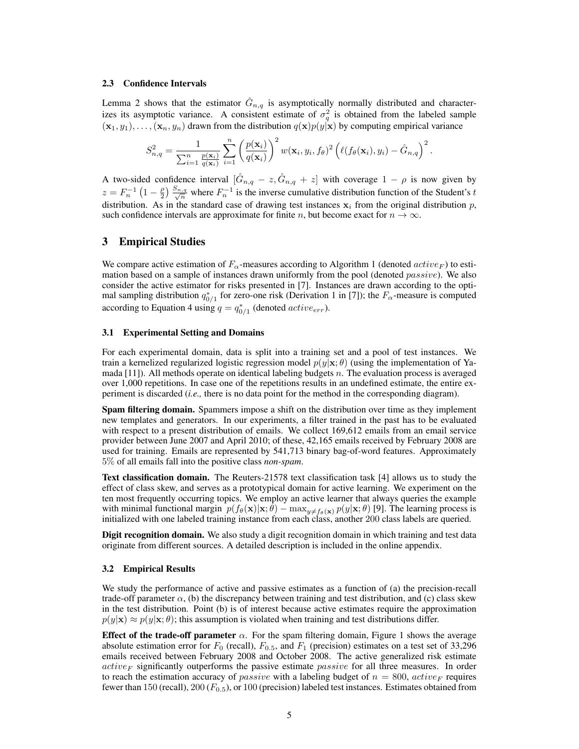### 2.3 Confidence Intervals

Lemma 2 shows that the estimator $\hat{G}_{n,q}$ is asymptotically normally distributed and characterizes its asymptotic variance. A consistent estimate of $\sigma_q^2$ is obtained from the labeled sample $(\mathbf{x}_1, y_1), \ldots, (\mathbf{x}_n, y_n)$ drawn from the distribution $q(\mathbf{x})p(y|\mathbf{x})$ by computing empirical variance

$$S_{n,q}^2 = \frac{1}{\sum_{i=1}^n \frac{p(\mathbf{x}_i)}{q(\mathbf{x}_i)}} \sum_{i=1}^n \left(\frac{p(\mathbf{x}_i)}{q(\mathbf{x}_i)}\right)^2 w(\mathbf{x}_i, y_i, f_\theta)^2 \left(\ell(f_\theta(\mathbf{x}_i), y_i) - \hat{G}_{n,q}\right)^2.$$

A two-sided confidence interval $[\hat{G}_{n,q} - z, \hat{G}_{n,q} + z]$ with coverage $1 - \rho$ is now given by $z = F_n^{-1}\left(1 - \frac{\rho}{2}\right)\frac{S_{n,q}}{\sqrt{n}}$ where $F_n^{-1}$ is the inverse cumulative distribution function of the Student's $t$ distribution. As in the standard case of drawing test instances $\mathbf{x}_i$ from the original distribution $p$, such confidence intervals are approximate for finite $n$, but become exact for $n \to \infty$.

## 3 Empirical Studies

We compare active estimation of $F_\alpha$-measures according to Algorithm 1 (denoted $active_F$) to estimation based on a sample of instances drawn uniformly from the pool (denoted $passive$). We also consider the active estimator for risks presented in [7]. Instances are drawn according to the optimal sampling distribution $q_{0/1}^*$ for zero-one risk (Derivation 1 in [7]); the $F_\alpha$-measure is computed according to Equation 4 using $q = q_{0/1}^*$ (denoted $active_{err}$).

### 3.1 Experimental Setting and Domains

For each experimental domain, data is split into a training set and a pool of test instances. We train a kernelized regularized logistic regression model $p(y|\mathbf{x};\theta)$ (using the implementation of Yamada [11]). All methods operate on identical labeling budgets $n$. The evaluation process is averaged over 1,000 repetitions. In case one of the repetitions results in an undefined estimate, the entire experiment is discarded (*i.e.,* there is no data point for the method in the corresponding diagram).

**Spam filtering domain.** Spammers impose a shift on the distribution over time as they implement new templates and generators. In our experiments, a filter trained in the past has to be evaluated with respect to a present distribution of emails. We collect 169,612 emails from an email service provider between June 2007 and April 2010; of these, 42,165 emails received by February 2008 are used for training. Emails are represented by 541,713 binary bag-of-word features. Approximately 5% of all emails fall into the positive class *non-spam*.

**Text classification domain.** The Reuters-21578 text classification task [4] allows us to study the effect of class skew, and serves as a prototypical domain for active learning. We experiment on the ten most frequently occurring topics. We employ an active learner that always queries the example with minimal functional margin $p(f_\theta(\mathbf{x})|\mathbf{x};\theta) - \max_{y \neq f_\theta(\mathbf{x})} p(y|\mathbf{x};\theta)$ [9]. The learning process is initialized with one labeled training instance from each class, another 200 class labels are queried.

**Digit recognition domain.** We also study a digit recognition domain in which training and test data originate from different sources. A detailed description is included in the online appendix.

### 3.2 Empirical Results

We study the performance of active and passive estimates as a function of (a) the precision-recall trade-off parameter $\alpha$, (b) the discrepancy between training and test distribution, and (c) class skew in the test distribution. Point (b) is of interest because active estimates require the approximation $p(y|\mathbf{x}) \approx p(y|\mathbf{x};\theta)$; this assumption is violated when training and test distributions differ.

**Effect of the trade-off parameter $\alpha$.** For the spam filtering domain, Figure 1 shows the average absolute estimation error for $F_0$ (recall), $F_{0.5}$, and $F_1$ (precision) estimates on a test set of 33,296 emails received between February 2008 and October 2008. The active generalized risk estimate $active_F$ significantly outperforms the passive estimate $passive$ for all three measures. In order to reach the estimation accuracy of $passive$ with a labeling budget of $n = 800$, $active_F$ requires fewer than 150 (recall), 200 ($F_{0.5}$), or 100 (precision) labeled test instances. Estimates obtained from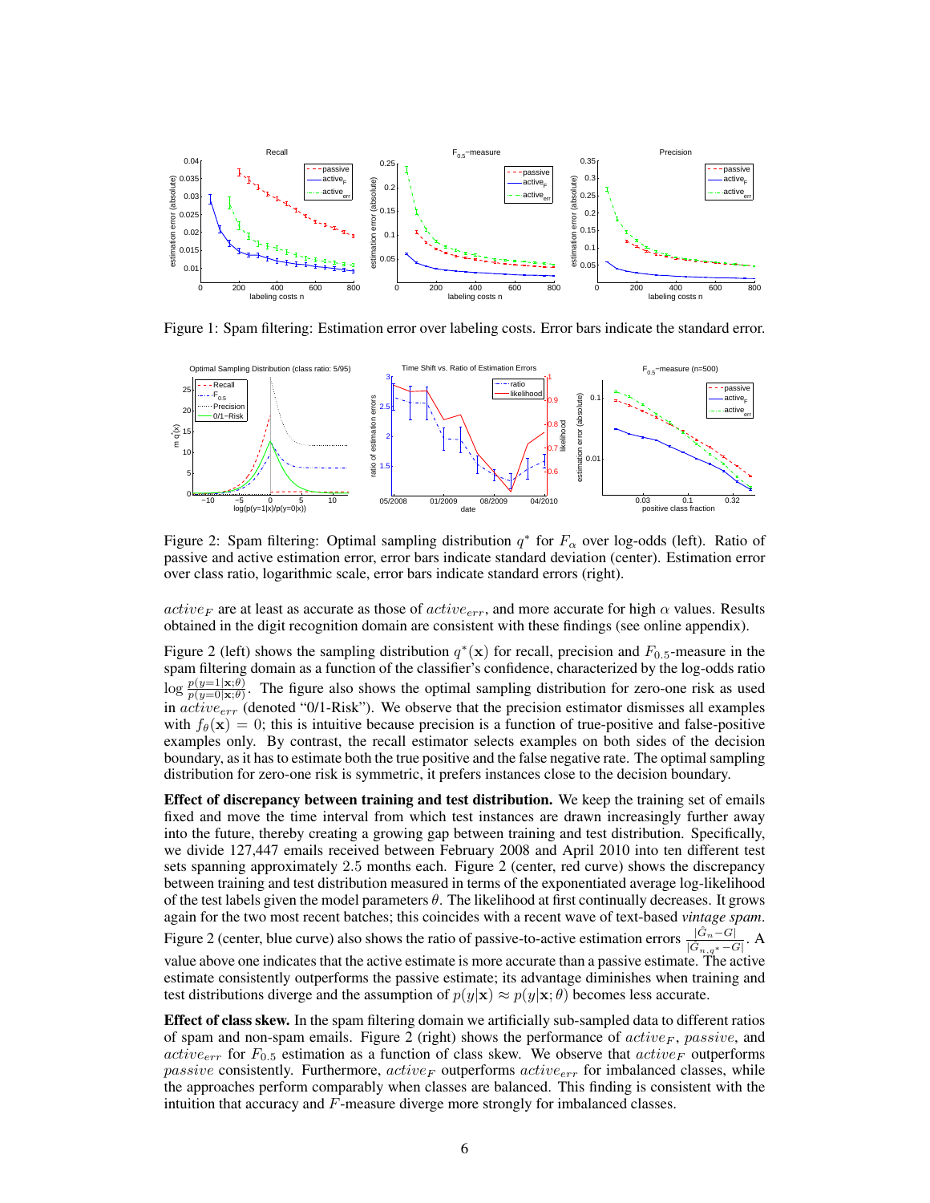Figure 1: Spam filtering: Estimation error over labeling costs. Error bars indicate the standard error.

Figure 2: Spam filtering: Optimal sampling distribution $q^*$ for $F_\alpha$ over log-odds (left). Ratio of passive and active estimation error, error bars indicate standard deviation (center). Estimation error over class ratio, logarithmic scale, error bars indicate standard errors (right).

$active_F$ are at least as accurate as those of $active_{err}$, and more accurate for high $\alpha$ values. Results obtained in the digit recognition domain are consistent with these findings (see online appendix).

Figure 2 (left) shows the sampling distribution $q^*(\mathbf{x})$ for recall, precision and $F_{0.5}$-measure in the spam filtering domain as a function of the classifier's confidence, characterized by the log-odds ratio $\log \frac{p(y=1|\mathbf{x};\theta)}{p(y=0|\mathbf{x};\theta)}$. The figure also shows the optimal sampling distribution for zero-one risk as used in $active_{err}$ (denoted "0/1-Risk"). We observe that the precision estimator dismisses all examples with $f_\theta(\mathbf{x}) = 0$; this is intuitive because precision is a function of true-positive and false-positive examples only. By contrast, the recall estimator selects examples on both sides of the decision boundary, as it has to estimate both the true positive and the false negative rate. The optimal sampling distribution for zero-one risk is symmetric, it prefers instances close to the decision boundary.

**Effect of discrepancy between training and test distribution.** We keep the training set of emails fixed and move the time interval from which test instances are drawn increasingly further away into the future, thereby creating a growing gap between training and test distribution. Specifically, we divide 127,447 emails received between February 2008 and April 2010 into ten different test sets spanning approximately 2.5 months each. Figure 2 (center, red curve) shows the discrepancy between training and test distribution measured in terms of the exponentiated average log-likelihood of the test labels given the model parameters $\theta$. The likelihood at first continually decreases. It grows again for the two most recent batches; this coincides with a recent wave of text-based *vintage spam*. Figure 2 (center, blue curve) also shows the ratio of passive-to-active estimation errors $\frac{|\hat{G}_n - G|}{|\hat{G}_{n,q^*} - G|}$. A value above one indicates that the active estimate is more accurate than a passive estimate. The active estimate consistently outperforms the passive estimate; its advantage diminishes when training and test distributions diverge and the assumption of $p(y|\mathbf{x}) \approx p(y|\mathbf{x};\theta)$ becomes less accurate.

**Effect of class skew.** In the spam filtering domain we artificially sub-sampled data to different ratios of spam and non-spam emails. Figure 2 (right) shows the performance of $active_F$, $passive$, and $active_{err}$ for $F_{0.5}$ estimation as a function of class skew. We observe that $active_F$ outperforms $passive$ consistently. Furthermore, $active_F$ outperforms $active_{err}$ for imbalanced classes, while the approaches perform comparably when classes are balanced. This finding is consistent with the intuition that accuracy and $F$-measure diverge more strongly for imbalanced classes.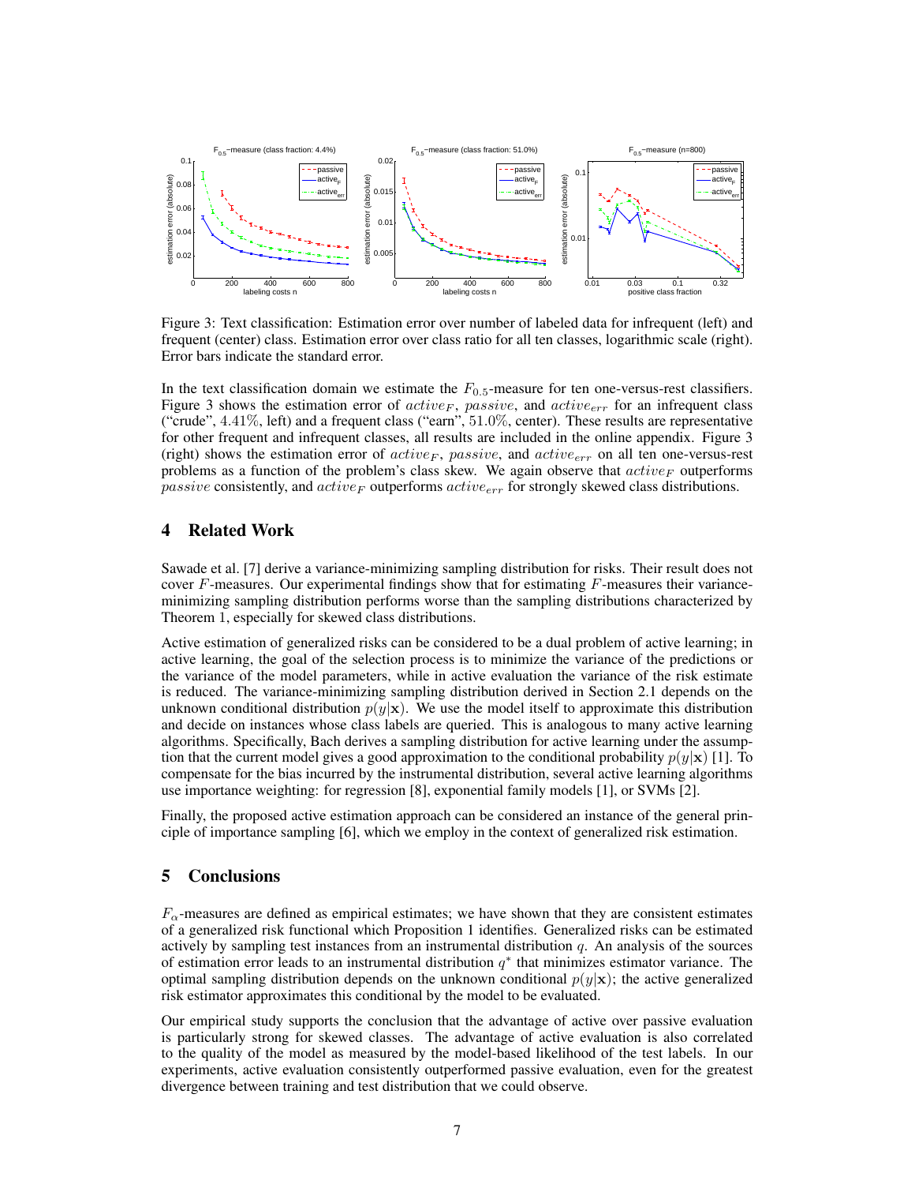Figure 3: Text classification: Estimation error over number of labeled data for infrequent (left) and frequent (center) class. Estimation error over class ratio for all ten classes, logarithmic scale (right). Error bars indicate the standard error.

In the text classification domain we estimate the $F_{0.5}$-measure for ten one-versus-rest classifiers. Figure 3 shows the estimation error of $active_F$, $passive$, and $active_{err}$ for an infrequent class ("crude", $4.41\%$, left) and a frequent class ("earn", $51.0\%$, center). These results are representative for other frequent and infrequent classes, all results are included in the online appendix. Figure 3 (right) shows the estimation error of $active_F$, $passive$, and $active_{err}$ on all ten one-versus-rest problems as a function of the problem's class skew. We again observe that $active_F$ outperforms $passive$ consistently, and $active_F$ outperforms $active_{err}$ for strongly skewed class distributions.

## 4 Related Work

Sawade et al. [7] derive a variance-minimizing sampling distribution for risks. Their result does not cover $F$-measures. Our experimental findings show that for estimating $F$-measures their variance-minimizing sampling distribution performs worse than the sampling distributions characterized by Theorem 1, especially for skewed class distributions.

Active estimation of generalized risks can be considered to be a dual problem of active learning; in active learning, the goal of the selection process is to minimize the variance of the predictions or the variance of the model parameters, while in active evaluation the variance of the risk estimate is reduced. The variance-minimizing sampling distribution derived in Section 2.1 depends on the unknown conditional distribution $p(y|\mathbf{x})$. We use the model itself to approximate this distribution and decide on instances whose class labels are queried. This is analogous to many active learning algorithms. Specifically, Bach derives a sampling distribution for active learning under the assumption that the current model gives a good approximation to the conditional probability $p(y|\mathbf{x})$ [1]. To compensate for the bias incurred by the instrumental distribution, several active learning algorithms use importance weighting: for regression [8], exponential family models [1], or SVMs [2].

Finally, the proposed active estimation approach can be considered an instance of the general principle of importance sampling [6], which we employ in the context of generalized risk estimation.

## 5 Conclusions

$F_\alpha$-measures are defined as empirical estimates; we have shown that they are consistent estimates of a generalized risk functional which Proposition 1 identifies. Generalized risks can be estimated actively by sampling test instances from an instrumental distribution $q$. An analysis of the sources of estimation error leads to an instrumental distribution $q^*$ that minimizes estimator variance. The optimal sampling distribution depends on the unknown conditional $p(y|\mathbf{x})$; the active generalized risk estimator approximates this conditional by the model to be evaluated.

Our empirical study supports the conclusion that the advantage of active over passive evaluation is particularly strong for skewed classes. The advantage of active evaluation is also correlated to the quality of the model as measured by the model-based likelihood of the test labels. In our experiments, active evaluation consistently outperformed passive evaluation, even for the greatest divergence between training and test distribution that we could observe.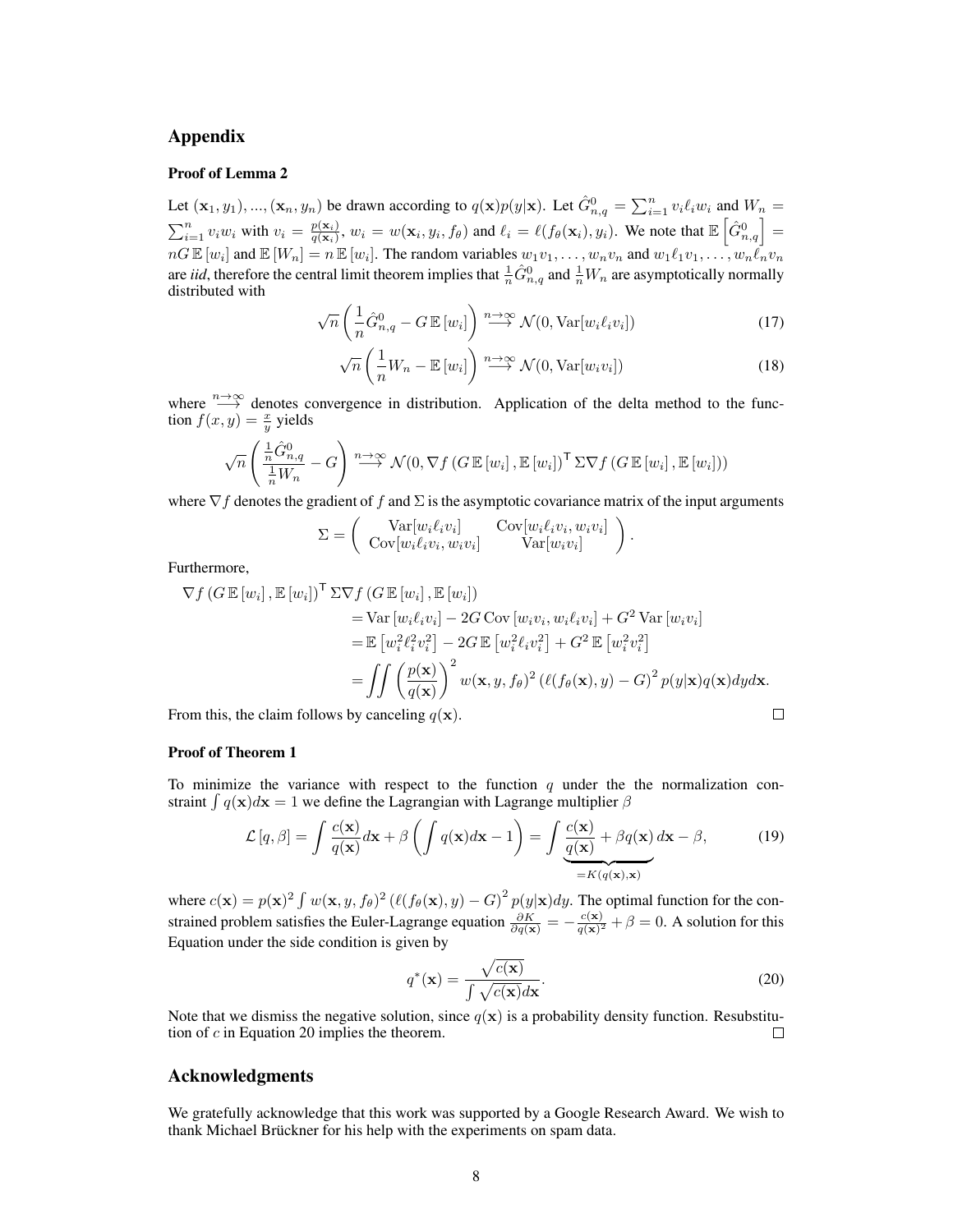## Appendix

### Proof of Lemma 2

Let $(\mathbf{x}_1, y_1), ..., (\mathbf{x}_n, y_n)$ be drawn according to $q(\mathbf{x})p(y|\mathbf{x})$. Let $\hat{G}^0_{n,q} = \sum_{i=1}^n v_i \ell_i w_i$ and $W_n = \sum_{i=1}^n v_i w_i$ with $v_i = \frac{p(\mathbf{x}_i)}{q(\mathbf{x}_i)}$, $w_i = w(\mathbf{x}_i, y_i, f_\theta)$ and $\ell_i = \ell(f_\theta(\mathbf{x}_i), y_i)$. We note that $\mathbb{E}\left[\hat{G}^0_{n,q}\right] = nG\,\mathbb{E}\left[w_i\right]$ and $\mathbb{E}\left[W_n\right] = n\,\mathbb{E}\left[w_i\right]$. The random variables $w_1 v_1, \ldots, w_n v_n$ and $w_1 \ell_1 v_1, \ldots, w_n \ell_n v_n$ are *iid*, therefore the central limit theorem implies that $\frac{1}{n}\hat{G}^0_{n,q}$ and $\frac{1}{n}W_n$ are asymptotically normally distributed with

$$\sqrt{n}\left(\frac{1}{n}\hat{G}^0_{n,q} - G\,\mathbb{E}\left[w_i\right]\right) \stackrel{n\to\infty}{\longrightarrow} \mathcal{N}(0, \mathrm{Var}[w_i \ell_i v_i]) \tag{17}$$

$$\sqrt{n}\left(\frac{1}{n}W_n - \mathbb{E}\left[w_i\right]\right) \stackrel{n\to\infty}{\longrightarrow} \mathcal{N}(0, \mathrm{Var}[w_i v_i]) \tag{18}$$

where $\stackrel{n\to\infty}{\longrightarrow}$ denotes convergence in distribution. Application of the delta method to the function $f(x, y) = \frac{x}{y}$ yields

$$\sqrt{n}\left(\frac{\frac{1}{n}\hat{G}^0_{n,q}}{\frac{1}{n}W_n} - G\right) \stackrel{n\to\infty}{\longrightarrow} \mathcal{N}(0, \nabla f\left(G\,\mathbb{E}\left[w_i\right], \mathbb{E}\left[w_i\right]\right)^\mathsf{T} \Sigma \nabla f\left(G\,\mathbb{E}\left[w_i\right], \mathbb{E}\left[w_i\right]\right))$$

where $\nabla f$ denotes the gradient of $f$ and $\Sigma$ is the asymptotic covariance matrix of the input arguments

$$\Sigma = \begin{pmatrix} \mathrm{Var}[w_i \ell_i v_i] & \mathrm{Cov}[w_i \ell_i v_i, w_i v_i] \\ \mathrm{Cov}[w_i \ell_i v_i, w_i v_i] & \mathrm{Var}[w_i v_i] \end{pmatrix}.$$

Furthermore,

$$\begin{aligned}
\nabla f\left(G\,\mathbb{E}\left[w_i\right], \mathbb{E}\left[w_i\right]\right)^\mathsf{T} \Sigma \nabla f\left(G\,\mathbb{E}\left[w_i\right], \mathbb{E}\left[w_i\right]\right) \\
&= \mathrm{Var}\left[w_i \ell_i v_i\right] - 2G\,\mathrm{Cov}\left[w_i v_i, w_i \ell_i v_i\right] + G^2\,\mathrm{Var}\left[w_i v_i\right] \\
&= \mathbb{E}\left[w_i^2 \ell_i^2 v_i^2\right] - 2G\,\mathbb{E}\left[w_i^2 \ell_i v_i^2\right] + G^2\,\mathbb{E}\left[w_i^2 v_i^2\right] \\
&= \iint \left(\frac{p(\mathbf{x})}{q(\mathbf{x})}\right)^2 w(\mathbf{x}, y, f_\theta)^2 \left(\ell(f_\theta(\mathbf{x}), y) - G\right)^2 p(y|\mathbf{x}) q(\mathbf{x}) dy d\mathbf{x}.
\end{aligned}$$

From this, the claim follows by canceling $q(\mathbf{x})$. □

### Proof of Theorem 1

To minimize the variance with respect to the function $q$ under the the normalization constraint $\int q(\mathbf{x}) d\mathbf{x} = 1$ we define the Lagrangian with Lagrange multiplier $\beta$

$$\mathcal{L}\left[q, \beta\right] = \int \frac{c(\mathbf{x})}{q(\mathbf{x})} d\mathbf{x} + \beta\left(\int q(\mathbf{x}) d\mathbf{x} - 1\right) = \int \underbrace{\frac{c(\mathbf{x})}{q(\mathbf{x})} + \beta q(\mathbf{x})}_{=K(q(\mathbf{x}), \mathbf{x})} d\mathbf{x} - \beta, \tag{19}$$

where $c(\mathbf{x}) = p(\mathbf{x})^2 \int w(\mathbf{x}, y, f_\theta)^2 \left(\ell(f_\theta(\mathbf{x}), y) - G\right)^2 p(y|\mathbf{x}) dy$. The optimal function for the constrained problem satisfies the Euler-Lagrange equation $\frac{\partial K}{\partial q(\mathbf{x})} = -\frac{c(\mathbf{x})}{q(\mathbf{x})^2} + \beta = 0$. A solution for this Equation under the side condition is given by

$$q^*(\mathbf{x}) = \frac{\sqrt{c(\mathbf{x})}}{\int \sqrt{c(\mathbf{x})} d\mathbf{x}}. \tag{20}$$

Note that we dismiss the negative solution, since $q(\mathbf{x})$ is a probability density function. Resubstitution of $c$ in Equation 20 implies the theorem. □

## Acknowledgments

We gratefully acknowledge that this work was supported by a Google Research Award. We wish to thank Michael Brückner for his help with the experiments on spam data.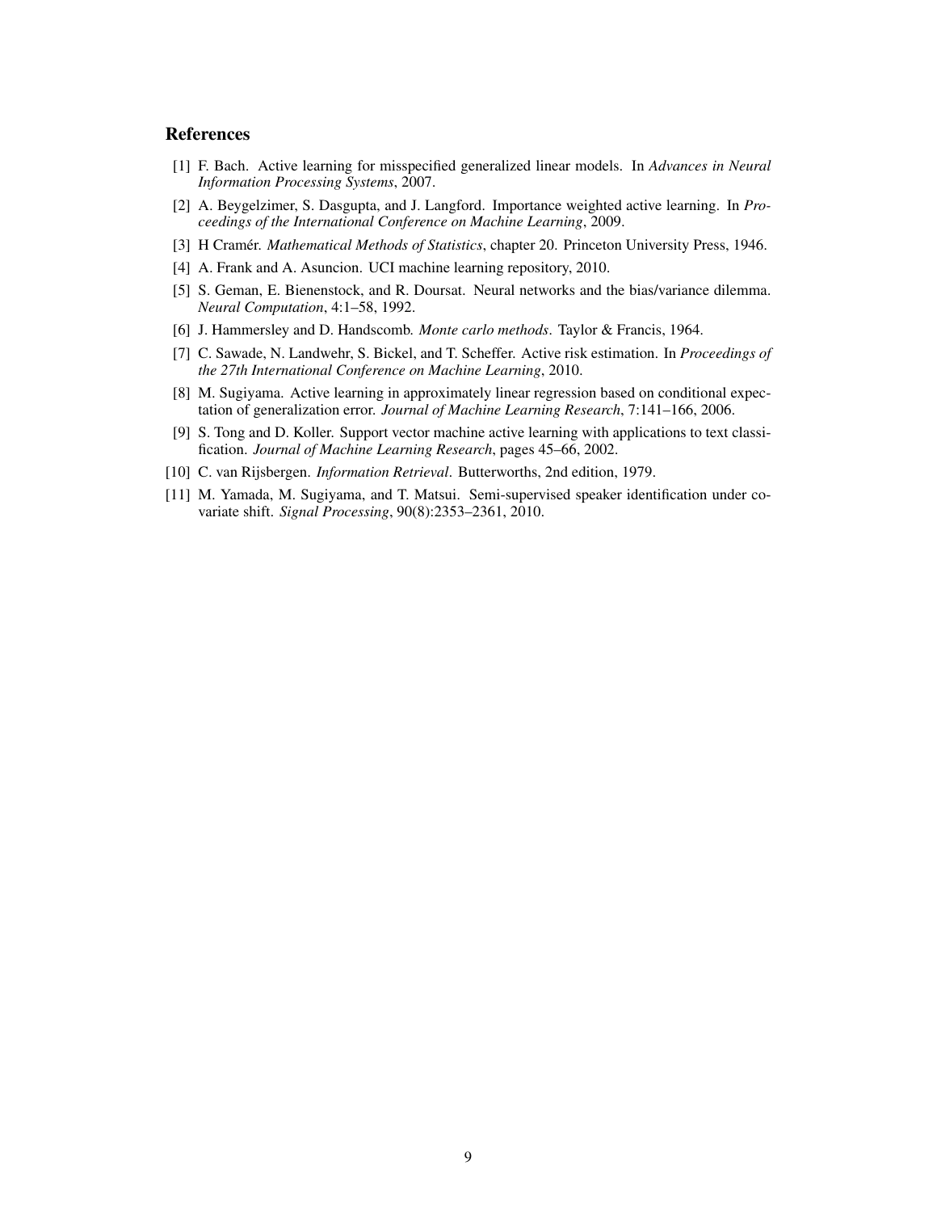## References

[1] F. Bach. Active learning for misspecified generalized linear models. In *Advances in Neural Information Processing Systems*, 2007.

[2] A. Beygelzimer, S. Dasgupta, and J. Langford. Importance weighted active learning. In *Proceedings of the International Conference on Machine Learning*, 2009.

[3] H Cramér. *Mathematical Methods of Statistics*, chapter 20. Princeton University Press, 1946.

[4] A. Frank and A. Asuncion. UCI machine learning repository, 2010.

[5] S. Geman, E. Bienenstock, and R. Doursat. Neural networks and the bias/variance dilemma. *Neural Computation*, 4:1–58, 1992.

[6] J. Hammersley and D. Handscomb. *Monte carlo methods*. Taylor & Francis, 1964.

[7] C. Sawade, N. Landwehr, S. Bickel, and T. Scheffer. Active risk estimation. In *Proceedings of the 27th International Conference on Machine Learning*, 2010.

[8] M. Sugiyama. Active learning in approximately linear regression based on conditional expectation of generalization error. *Journal of Machine Learning Research*, 7:141–166, 2006.

[9] S. Tong and D. Koller. Support vector machine active learning with applications to text classification. *Journal of Machine Learning Research*, pages 45–66, 2002.

[10] C. van Rijsbergen. *Information Retrieval*. Butterworths, 2nd edition, 1979.

[11] M. Yamada, M. Sugiyama, and T. Matsui. Semi-supervised speaker identification under covariate shift. *Signal Processing*, 90(8):2353–2361, 2010.